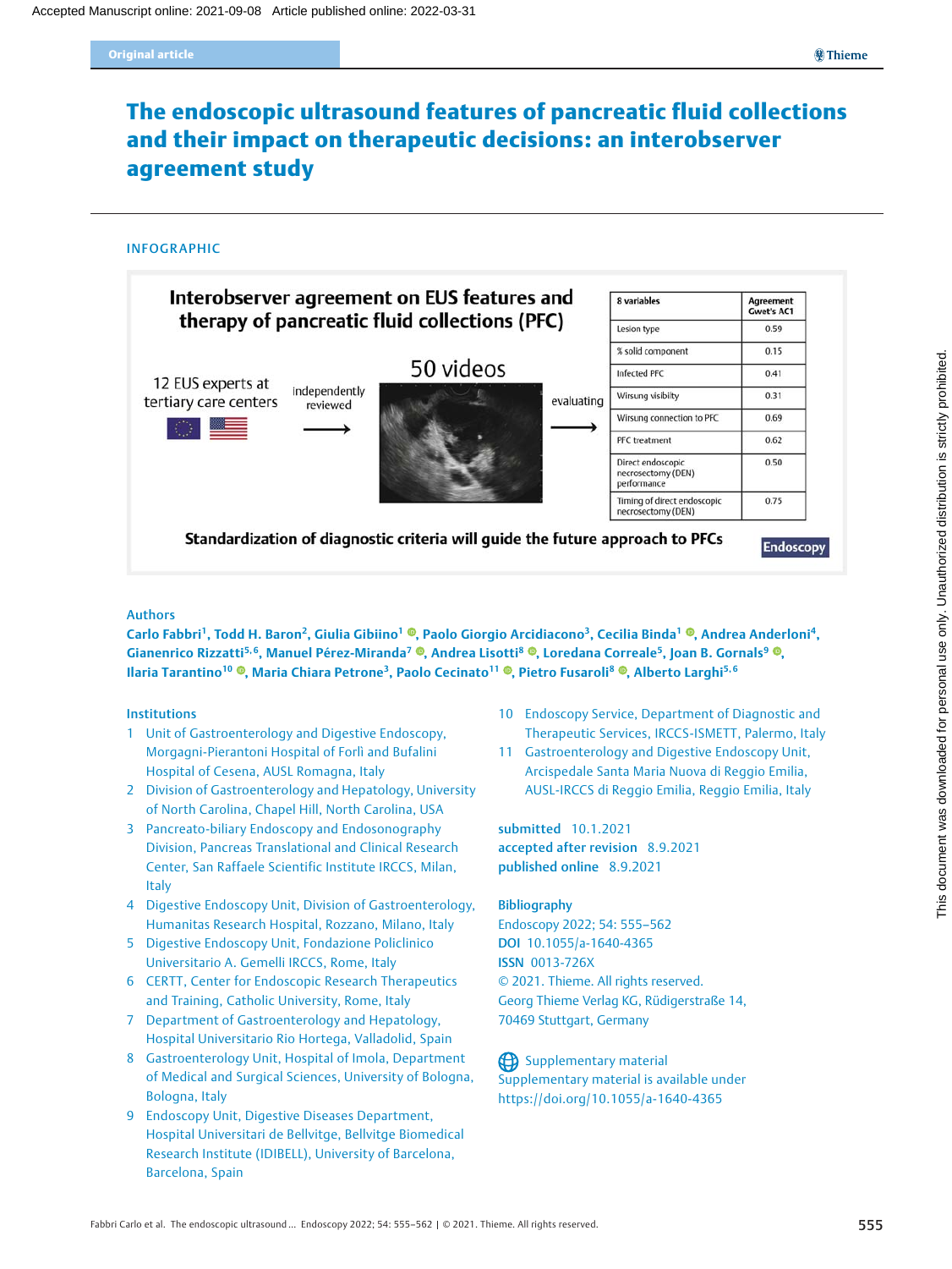Accepted Manuscript online: 2021-09-08 Article published online: 2022-03-31

Original article

# The endoscopic ultrasound features of pancreatic fluid collections and their impact on therapeutic decisions: an interobserver agreement study

## INFOGRAPHIC

**Interobserver agreement on EUS features and therapy of pancreatic fluid collections (PFC)**

12 EUS experts at tertiary care centers → independently reviewed → 50 videos → evaluating

| 8 variables | Agreement Gwet's AC1 |
|---|---|
| Lesion type | 0.59 |
| % solid component | 0.15 |
| Infected PFC | 0.41 |
| Wirsung visibility | 0.31 |
| Wirsung connection to PFC | 0.69 |
| PFC treatment | 0.62 |
| Direct endoscopic necrosectomy (DEN) performance | 0.50 |
| Timing of direct endoscopic necrosectomy (DEN) | 0.75 |

**Standardization of diagnostic criteria will guide the future approach to PFCs**

Endoscopy

### Authors

Carlo Fabbri[1], Todd H. Baron[2], Giulia Gibiino[1], Paolo Giorgio Arcidiacono[3], Cecilia Binda[1], Andrea Anderloni[4], Gianenrico Rizzatti[5,6], Manuel Pérez-Miranda[7], Andrea Lisotti[8], Loredana Correale[5], Joan B. Gornals[9], Ilaria Tarantino[10], Maria Chiara Petrone[3], Paolo Cecinato[11], Pietro Fusaroli[8], Alberto Larghi[5,6]

### Institutions

1. Unit of Gastroenterology and Digestive Endoscopy, Morgagni-Pierantoni Hospital of Forlì and Bufalini Hospital of Cesena, AUSL Romagna, Italy
2. Division of Gastroenterology and Hepatology, University of North Carolina, Chapel Hill, North Carolina, USA
3. Pancreato-biliary Endoscopy and Endosonography Division, Pancreas Translational and Clinical Research Center, San Raffaele Scientific Institute IRCCS, Milan, Italy
4. Digestive Endoscopy Unit, Division of Gastroenterology, Humanitas Research Hospital, Rozzano, Milano, Italy
5. Digestive Endoscopy Unit, Fondazione Policlinico Universitario A. Gemelli IRCCS, Rome, Italy
6. CERTT, Center for Endoscopic Research Therapeutics and Training, Catholic University, Rome, Italy
7. Department of Gastroenterology and Hepatology, Hospital Universitario Rio Hortega, Valladolid, Spain
8. Gastroenterology Unit, Hospital of Imola, Department of Medical and Surgical Sciences, University of Bologna, Bologna, Italy
9. Endoscopy Unit, Digestive Diseases Department, Hospital Universitari de Bellvitge, Bellvitge Biomedical Research Institute (IDIBELL), University of Barcelona, Barcelona, Spain
10. Endoscopy Service, Department of Diagnostic and Therapeutic Services, IRCCS-ISMETT, Palermo, Italy
11. Gastroenterology and Digestive Endoscopy Unit, Arcispedale Santa Maria Nuova di Reggio Emilia, AUSL-IRCCS di Reggio Emilia, Reggio Emilia, Italy

**submitted** 10.1.2021
**accepted after revision** 8.9.2021
**published online** 8.9.2021

### Bibliography

Endoscopy 2022; 54: 555–562
**DOI** 10.1055/a-1640-4365
**ISSN** 0013-726X
© 2021. Thieme. All rights reserved.
Georg Thieme Verlag KG, Rüdigerstraße 14, 70469 Stuttgart, Germany

Supplementary material
Supplementary material is available under https://doi.org/10.1055/a-1640-4365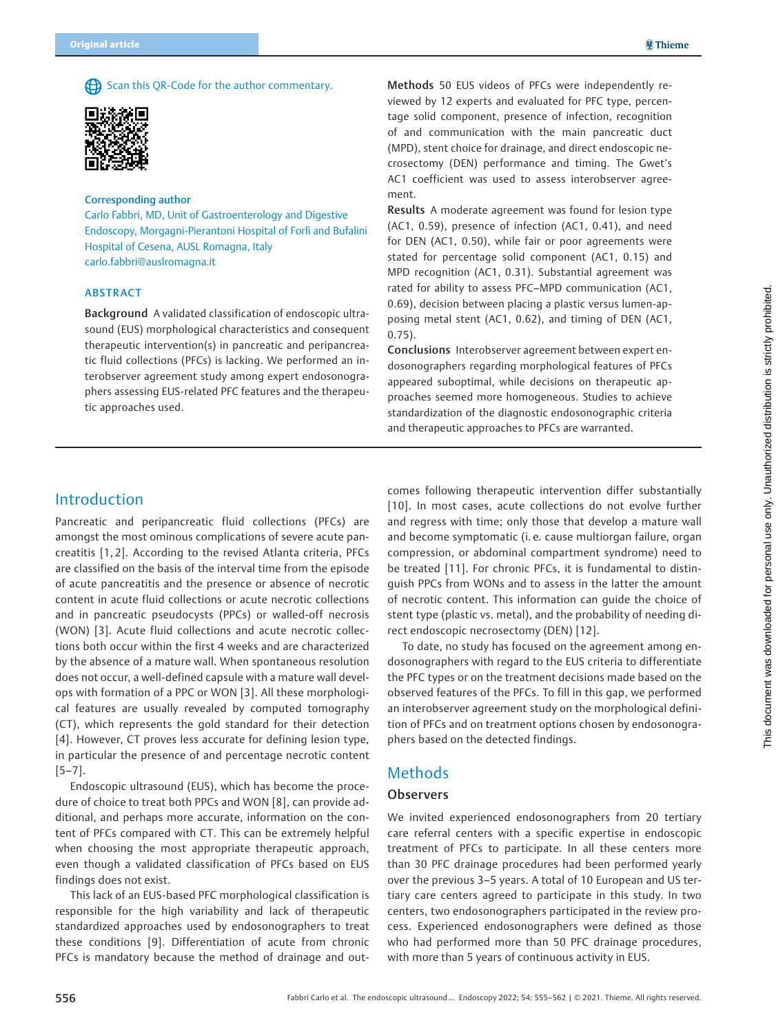Scan this QR-Code for the author commentary.

**Corresponding author**

Carlo Fabbri, MD, Unit of Gastroenterology and Digestive Endoscopy, Morgagni-Pierantoni Hospital of Forlì and Bufalini Hospital of Cesena, AUSL Romagna, Italy
carlo.fabbri@auslromagna.it

## ABSTRACT

**Background** A validated classification of endoscopic ultrasound (EUS) morphological characteristics and consequent therapeutic intervention(s) in pancreatic and peripancreatic fluid collections (PFCs) is lacking. We performed an interobserver agreement study among expert endosonographers assessing EUS-related PFC features and the therapeutic approaches used.

**Methods** 50 EUS videos of PFCs were independently reviewed by 12 experts and evaluated for PFC type, percentage solid component, presence of infection, recognition of and communication with the main pancreatic duct (MPD), stent choice for drainage, and direct endoscopic necrosectomy (DEN) performance and timing. The Gwet's AC1 coefficient was used to assess interobserver agreement.

**Results** A moderate agreement was found for lesion type (AC1, 0.59), presence of infection (AC1, 0.41), and need for DEN (AC1, 0.50), while fair or poor agreements were stated for percentage solid component (AC1, 0.15) and MPD recognition (AC1, 0.31). Substantial agreement was rated for ability to assess PFC–MPD communication (AC1, 0.69), decision between placing a plastic versus lumen-apposing metal stent (AC1, 0.62), and timing of DEN (AC1, 0.75).

**Conclusions** Interobserver agreement between expert endosonographers regarding morphological features of PFCs appeared suboptimal, while decisions on therapeutic approaches seemed more homogeneous. Studies to achieve standardization of the diagnostic endosonographic criteria and therapeutic approaches to PFCs are warranted.

# Introduction

Pancreatic and peripancreatic fluid collections (PFCs) are amongst the most ominous complications of severe acute pancreatitis [1, 2]. According to the revised Atlanta criteria, PFCs are classified on the basis of the interval time from the episode of acute pancreatitis and the presence or absence of necrotic content in acute fluid collections or acute necrotic collections and in pancreatic pseudocysts (PPCs) or walled-off necrosis (WON) [3]. Acute fluid collections and acute necrotic collections both occur within the first 4 weeks and are characterized by the absence of a mature wall. When spontaneous resolution does not occur, a well-defined capsule with a mature wall develops with formation of a PPC or WON [3]. All these morphological features are usually revealed by computed tomography (CT), which represents the gold standard for their detection [4]. However, CT proves less accurate for defining lesion type, in particular the presence of and percentage necrotic content [5–7].

Endoscopic ultrasound (EUS), which has become the procedure of choice to treat both PPCs and WON [8], can provide additional, and perhaps more accurate, information on the content of PFCs compared with CT. This can be extremely helpful when choosing the most appropriate therapeutic approach, even though a validated classification of PFCs based on EUS findings does not exist.

This lack of an EUS-based PFC morphological classification is responsible for the high variability and lack of therapeutic standardized approaches used by endosonographers to treat these conditions [9]. Differentiation of acute from chronic PFCs is mandatory because the method of drainage and outcomes following therapeutic intervention differ substantially [10]. In most cases, acute collections do not evolve further and regress with time; only those that develop a mature wall and become symptomatic (i. e. cause multiorgan failure, organ compression, or abdominal compartment syndrome) need to be treated [11]. For chronic PFCs, it is fundamental to distinguish PPCs from WONs and to assess in the latter the amount of necrotic content. This information can guide the choice of stent type (plastic vs. metal), and the probability of needing direct endoscopic necrosectomy (DEN) [12].

To date, no study has focused on the agreement among endosonographers with regard to the EUS criteria to differentiate the PFC types or on the treatment decisions made based on the observed features of the PFCs. To fill in this gap, we performed an interobserver agreement study on the morphological definition of PFCs and on treatment options chosen by endosonographers based on the detected findings.

# Methods

## Observers

We invited experienced endosonographers from 20 tertiary care referral centers with a specific expertise in endoscopic treatment of PFCs to participate. In all these centers more than 30 PFC drainage procedures had been performed yearly over the previous 3–5 years. A total of 10 European and US tertiary care centers agreed to participate in this study. In two centers, two endosonographers participated in the review process. Experienced endosonographers were defined as those who had performed more than 50 PFC drainage procedures, with more than 5 years of continuous activity in EUS.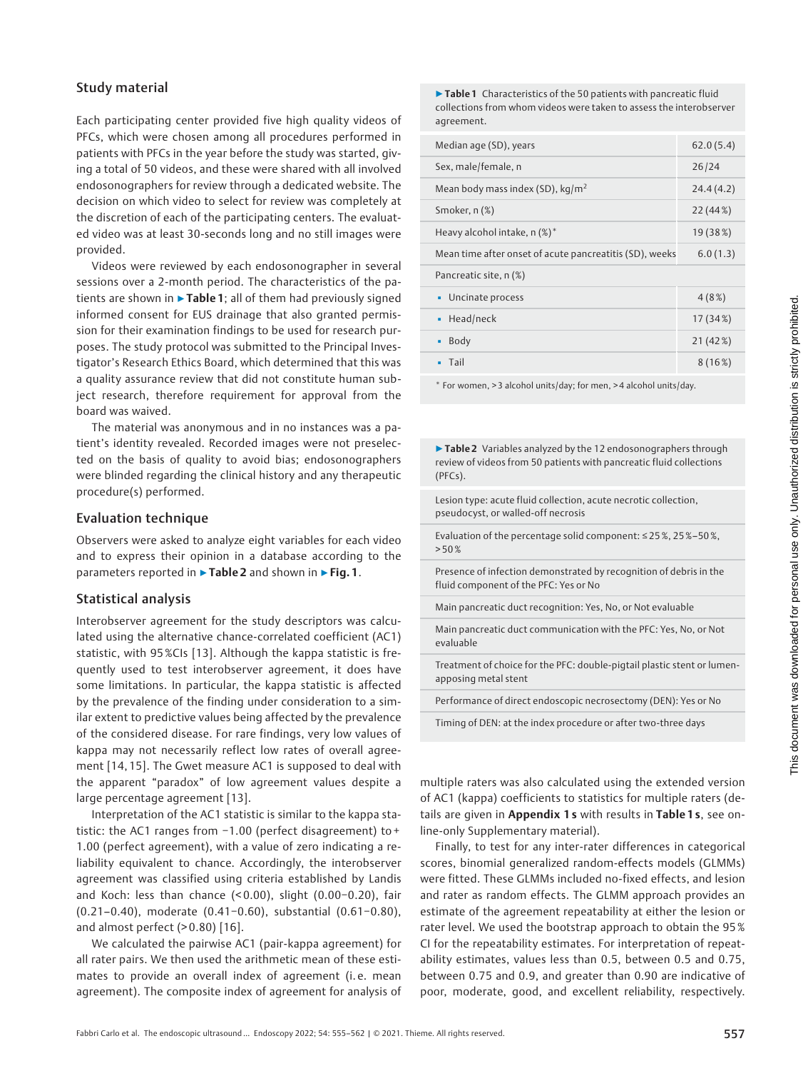## Study material

Each participating center provided five high quality videos of PFCs, which were chosen among all procedures performed in patients with PFCs in the year before the study was started, giving a total of 50 videos, and these were shared with all involved endosonographers for review through a dedicated website. The decision on which video to select for review was completely at the discretion of each of the participating centers. The evaluated video was at least 30-seconds long and no still images were provided.

Videos were reviewed by each endosonographer in several sessions over a 2-month period. The characteristics of the patients are shown in ▶**Table 1**; all of them had previously signed informed consent for EUS drainage that also granted permission for their examination findings to be used for research purposes. The study protocol was submitted to the Principal Investigator's Research Ethics Board, which determined that this was a quality assurance review that did not constitute human subject research, therefore requirement for approval from the board was waived.

The material was anonymous and in no instances was a patient's identity revealed. Recorded images were not preselected on the basis of quality to avoid bias; endosonographers were blinded regarding the clinical history and any therapeutic procedure(s) performed.

## Evaluation technique

Observers were asked to analyze eight variables for each video and to express their opinion in a database according to the parameters reported in ▶**Table 2** and shown in ▶**Fig. 1**.

## Statistical analysis

Interobserver agreement for the study descriptors was calculated using the alternative chance-correlated coefficient (AC1) statistic, with 95 %CIs [13]. Although the kappa statistic is frequently used to test interobserver agreement, it does have some limitations. In particular, the kappa statistic is affected by the prevalence of the finding under consideration to a similar extent to predictive values being affected by the prevalence of the considered disease. For rare findings, very low values of kappa may not necessarily reflect low rates of overall agreement [14, 15]. The Gwet measure AC1 is supposed to deal with the apparent "paradox" of low agreement values despite a large percentage agreement [13].

Interpretation of the AC1 statistic is similar to the kappa statistic: the AC1 ranges from −1.00 (perfect disagreement) to + 1.00 (perfect agreement), with a value of zero indicating a reliability equivalent to chance. Accordingly, the interobserver agreement was classified using criteria established by Landis and Koch: less than chance (< 0.00), slight (0.00–0.20), fair (0.21–0.40), moderate (0.41–0.60), substantial (0.61–0.80), and almost perfect (> 0.80) [16].

We calculated the pairwise AC1 (pair-kappa agreement) for all rater pairs. We then used the arithmetic mean of these estimates to provide an overall index of agreement (i. e. mean agreement). The composite index of agreement for analysis of multiple raters was also calculated using the extended version of AC1 (kappa) coefficients to statistics for multiple raters (details are given in **Appendix 1 s** with results in **Table 1 s**, see online-only Supplementary material).

Finally, to test for any inter-rater differences in categorical scores, binomial generalized random-effects models (GLMMs) were fitted. These GLMMs included no-fixed effects, and lesion and rater as random effects. The GLMM approach provides an estimate of the agreement repeatability at either the lesion or rater level. We used the bootstrap approach to obtain the 95 % CI for the repeatability estimates. For interpretation of repeatability estimates, values less than 0.5, between 0.5 and 0.75, between 0.75 and 0.9, and greater than 0.90 are indicative of poor, moderate, good, and excellent reliability, respectively.

▶**Table 1** Characteristics of the 50 patients with pancreatic fluid collections from whom videos were taken to assess the interobserver agreement.

| | |
|---|---|
| Median age (SD), years | 62.0 (5.4) |
| Sex, male/female, n | 26/24 |
| Mean body mass index (SD), kg/m$^2$ | 24.4 (4.2) |
| Smoker, n (%) | 22 (44 %) |
| Heavy alcohol intake, n (%)* | 19 (38 %) |
| Mean time after onset of acute pancreatitis (SD), weeks | 6.0 (1.3) |
| Pancreatic site, n (%) | |
| ▪ Uncinate process | 4 (8 %) |
| ▪ Head/neck | 17 (34 %) |
| ▪ Body | 21 (42 %) |
| ▪ Tail | 8 (16 %) |

* For women, > 3 alcohol units/day; for men, > 4 alcohol units/day.

▶**Table 2** Variables analyzed by the 12 endosonographers through review of videos from 50 patients with pancreatic fluid collections (PFCs).

| |
|---|
| Lesion type: acute fluid collection, acute necrotic collection, pseudocyst, or walled-off necrosis |
| Evaluation of the percentage solid component: ≤ 25 %, 25 %–50 %, > 50 % |
| Presence of infection demonstrated by recognition of debris in the fluid component of the PFC: Yes or No |
| Main pancreatic duct recognition: Yes, No, or Not evaluable |
| Main pancreatic duct communication with the PFC: Yes, No, or Not evaluable |
| Treatment of choice for the PFC: double-pigtail plastic stent or lumen-apposing metal stent |
| Performance of direct endoscopic necrosectomy (DEN): Yes or No |
| Timing of DEN: at the index procedure or after two-three days |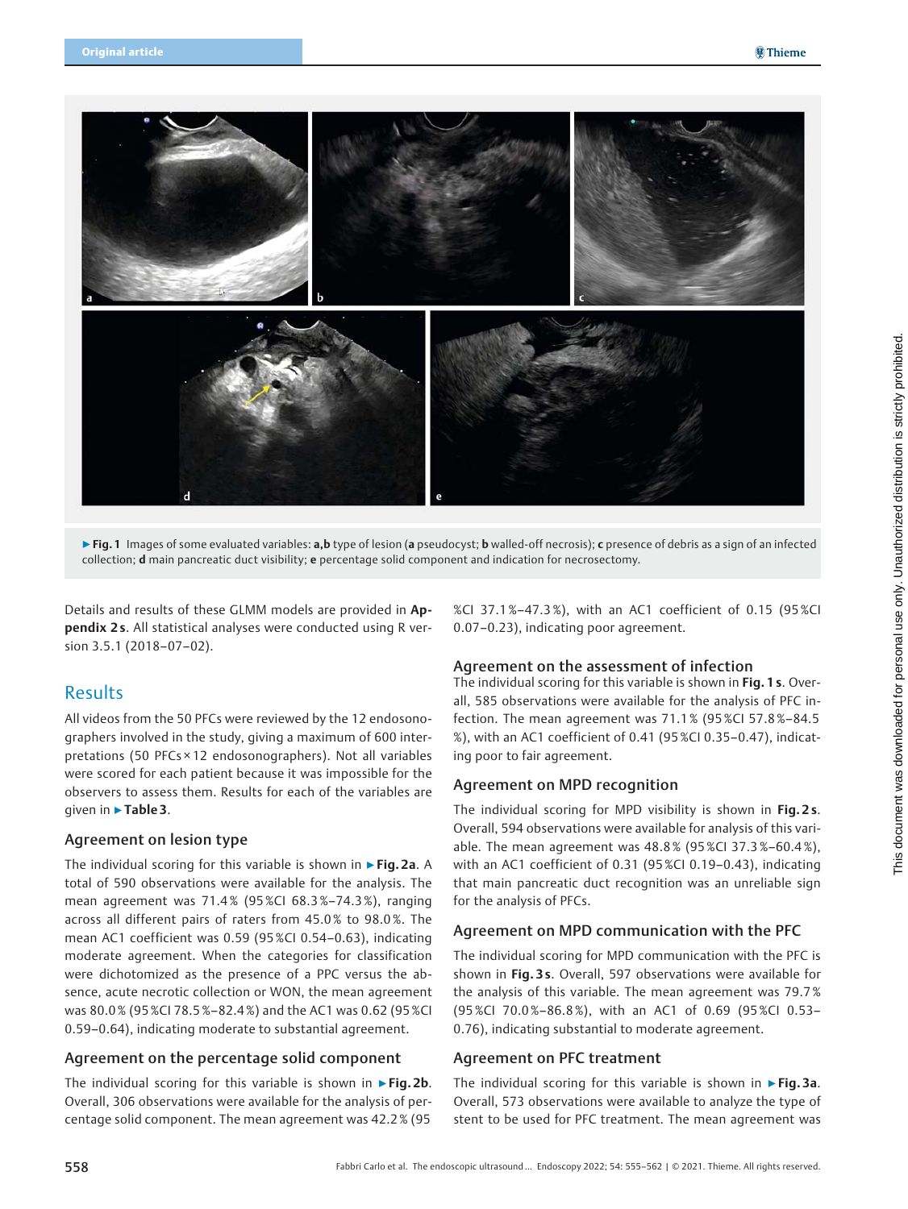▶ **Fig. 1** Images of some evaluated variables: **a,b** type of lesion (**a** pseudocyst; **b** walled-off necrosis); **c** presence of debris as a sign of an infected collection; **d** main pancreatic duct visibility; **e** percentage solid component and indication for necrosectomy.

Details and results of these GLMM models are provided in **Appendix 2 s**. All statistical analyses were conducted using R version 3.5.1 (2018–07–02).

## Results

All videos from the 50 PFCs were reviewed by the 12 endosonographers involved in the study, giving a maximum of 600 interpretations (50 PFCs × 12 endosonographers). Not all variables were scored for each patient because it was impossible for the observers to assess them. Results for each of the variables are given in ▶ **Table 3**.

### Agreement on lesion type

The individual scoring for this variable is shown in ▶ **Fig. 2a**. A total of 590 observations were available for the analysis. The mean agreement was 71.4 % (95 %CI 68.3 %–74.3 %), ranging across all different pairs of raters from 45.0 % to 98.0 %. The mean AC1 coefficient was 0.59 (95 %CI 0.54–0.63), indicating moderate agreement. When the categories for classification were dichotomized as the presence of a PPC versus the absence, acute necrotic collection or WON, the mean agreement was 80.0 % (95 %CI 78.5 %–82.4 %) and the AC1 was 0.62 (95 %CI 0.59–0.64), indicating moderate to substantial agreement.

### Agreement on the percentage solid component

The individual scoring for this variable is shown in ▶ **Fig. 2b**. Overall, 306 observations were available for the analysis of percentage solid component. The mean agreement was 42.2 % (95 %CI 37.1 %–47.3 %), with an AC1 coefficient of 0.15 (95 %CI 0.07–0.23), indicating poor agreement.

### Agreement on the assessment of infection

The individual scoring for this variable is shown in **Fig. 1 s**. Overall, 585 observations were available for the analysis of PFC infection. The mean agreement was 71.1 % (95 %CI 57.8 %–84.5 %), with an AC1 coefficient of 0.41 (95 %CI 0.35–0.47), indicating poor to fair agreement.

### Agreement on MPD recognition

The individual scoring for MPD visibility is shown in **Fig. 2 s**. Overall, 594 observations were available for analysis of this variable. The mean agreement was 48.8 % (95 %CI 37.3 %–60.4 %), with an AC1 coefficient of 0.31 (95 %CI 0.19–0.43), indicating that main pancreatic duct recognition was an unreliable sign for the analysis of PFCs.

### Agreement on MPD communication with the PFC

The individual scoring for MPD communication with the PFC is shown in **Fig. 3 s**. Overall, 597 observations were available for the analysis of this variable. The mean agreement was 79.7 % (95 %CI 70.0 %–86.8 %), with an AC1 of 0.69 (95 %CI 0.53–0.76), indicating substantial to moderate agreement.

### Agreement on PFC treatment

The individual scoring for this variable is shown in ▶ **Fig. 3a**. Overall, 573 observations were available to analyze the type of stent to be used for PFC treatment. The mean agreement was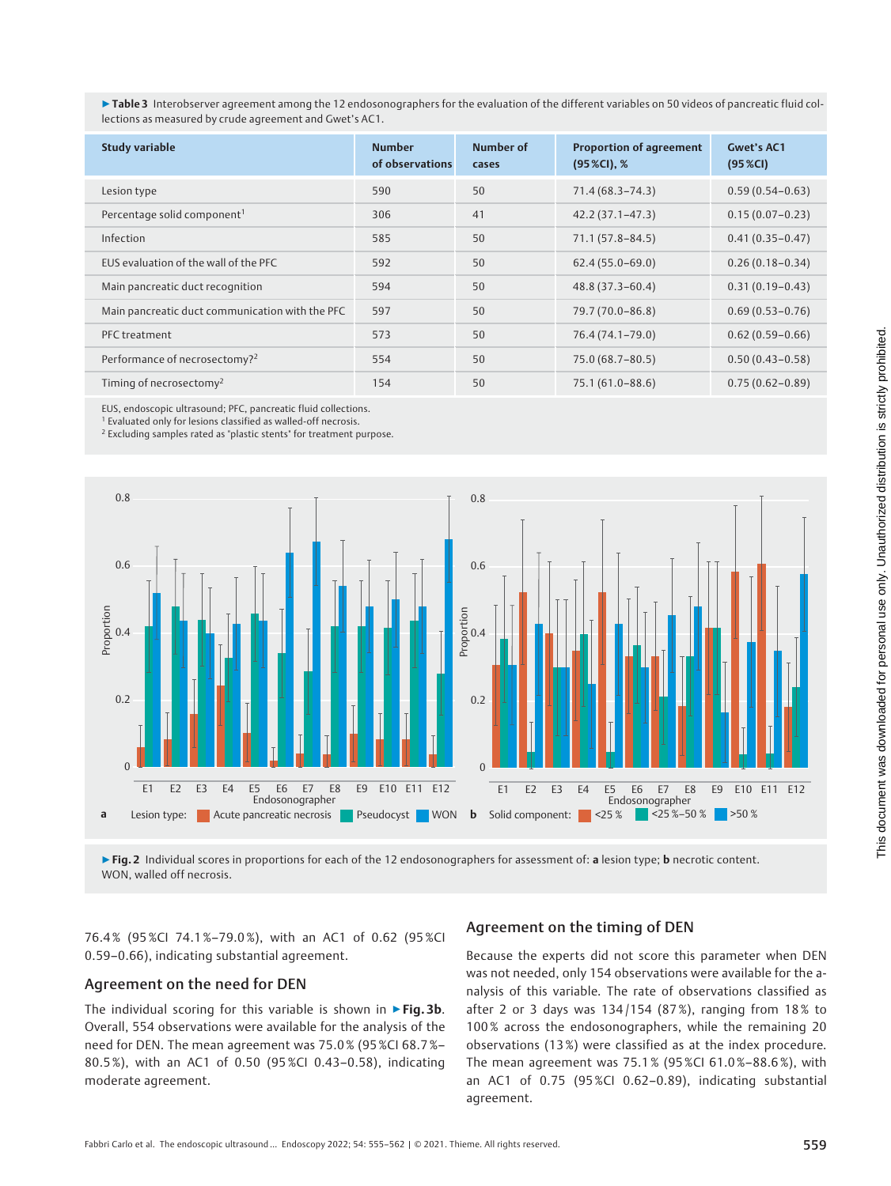**▶Table 3** Interobserver agreement among the 12 endosonographers for the evaluation of the different variables on 50 videos of pancreatic fluid collections as measured by crude agreement and Gwet's AC1.

| Study variable | Number of observations | Number of cases | Proportion of agreement (95 %CI), % | Gwet's AC1 (95 %CI) |
|---|---|---|---|---|
| Lesion type | 590 | 50 | 71.4 (68.3–74.3) | 0.59 (0.54–0.63) |
| Percentage solid component[1] | 306 | 41 | 42.2 (37.1–47.3) | 0.15 (0.07–0.23) |
| Infection | 585 | 50 | 71.1 (57.8–84.5) | 0.41 (0.35–0.47) |
| EUS evaluation of the wall of the PFC | 592 | 50 | 62.4 (55.0–69.0) | 0.26 (0.18–0.34) |
| Main pancreatic duct recognition | 594 | 50 | 48.8 (37.3–60.4) | 0.31 (0.19–0.43) |
| Main pancreatic duct communication with the PFC | 597 | 50 | 79.7 (70.0–86.8) | 0.69 (0.53–0.76) |
| PFC treatment | 573 | 50 | 76.4 (74.1–79.0) | 0.62 (0.59–0.66) |
| Performance of necrosectomy?[2] | 554 | 50 | 75.0 (68.7–80.5) | 0.50 (0.43–0.58) |
| Timing of necrosectomy[2] | 154 | 50 | 75.1 (61.0–88.6) | 0.75 (0.62–0.89) |

EUS, endoscopic ultrasound; PFC, pancreatic fluid collections.
[1] Evaluated only for lesions classified as walled-off necrosis.
[2] Excluding samples rated as "plastic stents" for treatment purpose.

**▶Fig. 2** Individual scores in proportions for each of the 12 endosonographers for assessment of: **a** lesion type; **b** necrotic content. WON, walled off necrosis.

76.4 % (95 %CI 74.1 %–79.0 %), with an AC1 of 0.62 (95 %CI 0.59–0.66), indicating substantial agreement.

## Agreement on the need for DEN

The individual scoring for this variable is shown in ▶**Fig. 3b**. Overall, 554 observations were available for the analysis of the need for DEN. The mean agreement was 75.0 % (95 %CI 68.7 %–80.5 %), with an AC1 of 0.50 (95 %CI 0.43–0.58), indicating moderate agreement.

## Agreement on the timing of DEN

Because the experts did not score this parameter when DEN was not needed, only 154 observations were available for the analysis of this variable. The rate of observations classified as after 2 or 3 days was 134/154 (87 %), ranging from 18 % to 100 % across the endosonographers, while the remaining 20 observations (13 %) were classified as at the index procedure. The mean agreement was 75.1 % (95 %CI 61.0 %–88.6 %), with an AC1 of 0.75 (95 %CI 0.62–0.89), indicating substantial agreement.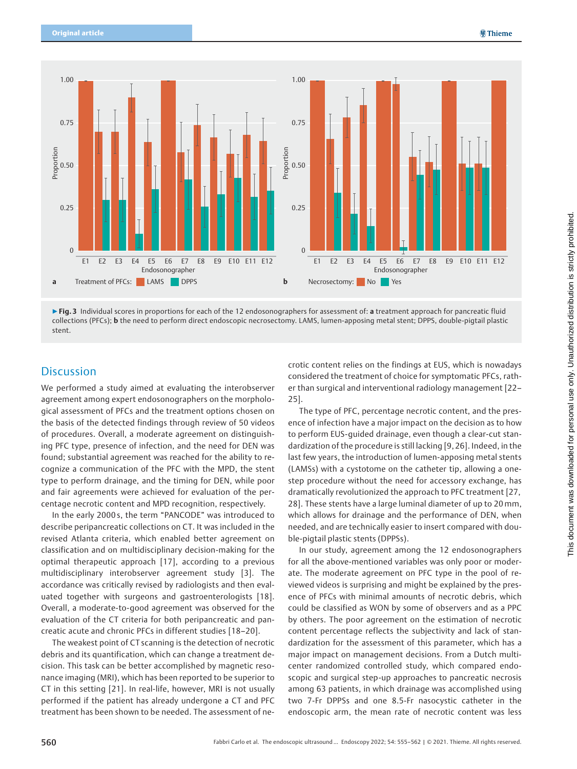▶ **Fig. 3** Individual scores in proportions for each of the 12 endosonographers for assessment of: **a** treatment approach for pancreatic fluid collections (PFCs); **b** the need to perform direct endoscopic necrosectomy. LAMS, lumen-apposing metal stent; DPPS, double-pigtail plastic stent.

## Discussion

We performed a study aimed at evaluating the interobserver agreement among expert endosonographers on the morphological assessment of PFCs and the treatment options chosen on the basis of the detected findings through review of 50 videos of procedures. Overall, a moderate agreement on distinguishing PFC type, presence of infection, and the need for DEN was found; substantial agreement was reached for the ability to recognize a communication of the PFC with the MPD, the stent type to perform drainage, and the timing for DEN, while poor and fair agreements were achieved for evaluation of the percentage necrotic content and MPD recognition, respectively.

In the early 2000 s, the term "PANCODE" was introduced to describe peripancreatic collections on CT. It was included in the revised Atlanta criteria, which enabled better agreement on classification and on multidisciplinary decision-making for the optimal therapeutic approach [17], according to a previous multidisciplinary interobserver agreement study [3]. The accordance was critically revised by radiologists and then evaluated together with surgeons and gastroenterologists [18]. Overall, a moderate-to-good agreement was observed for the evaluation of the CT criteria for both peripancreatic and pancreatic acute and chronic PFCs in different studies [18–20].

The weakest point of CT scanning is the detection of necrotic debris and its quantification, which can change a treatment decision. This task can be better accomplished by magnetic resonance imaging (MRI), which has been reported to be superior to CT in this setting [21]. In real-life, however, MRI is not usually performed if the patient has already undergone a CT and PFC treatment has been shown to be needed. The assessment of necrotic content relies on the findings at EUS, which is nowadays considered the treatment of choice for symptomatic PFCs, rather than surgical and interventional radiology management [22–25].

The type of PFC, percentage necrotic content, and the presence of infection have a major impact on the decision as to how to perform EUS-guided drainage, even though a clear-cut standardization of the procedure is still lacking [9, 26]. Indeed, in the last few years, the introduction of lumen-apposing metal stents (LAMSs) with a cystotome on the catheter tip, allowing a one-step procedure without the need for accessory exchange, has dramatically revolutionized the approach to PFC treatment [27, 28]. These stents have a large luminal diameter of up to 20 mm, which allows for drainage and the performance of DEN, when needed, and are technically easier to insert compared with double-pigtail plastic stents (DPPSs).

In our study, agreement among the 12 endosonographers for all the above-mentioned variables was only poor or moderate. The moderate agreement on PFC type in the pool of reviewed videos is surprising and might be explained by the presence of PFCs with minimal amounts of necrotic debris, which could be classified as WON by some of observers and as a PPC by others. The poor agreement on the estimation of necrotic content percentage reflects the subjectivity and lack of standardization for the assessment of this parameter, which has a major impact on management decisions. From a Dutch multicenter randomized controlled study, which compared endoscopic and surgical step-up approaches to pancreatic necrosis among 63 patients, in which drainage was accomplished using two 7-Fr DPPSs and one 8.5-Fr nasocystic catheter in the endoscopic arm, the mean rate of necrotic content was less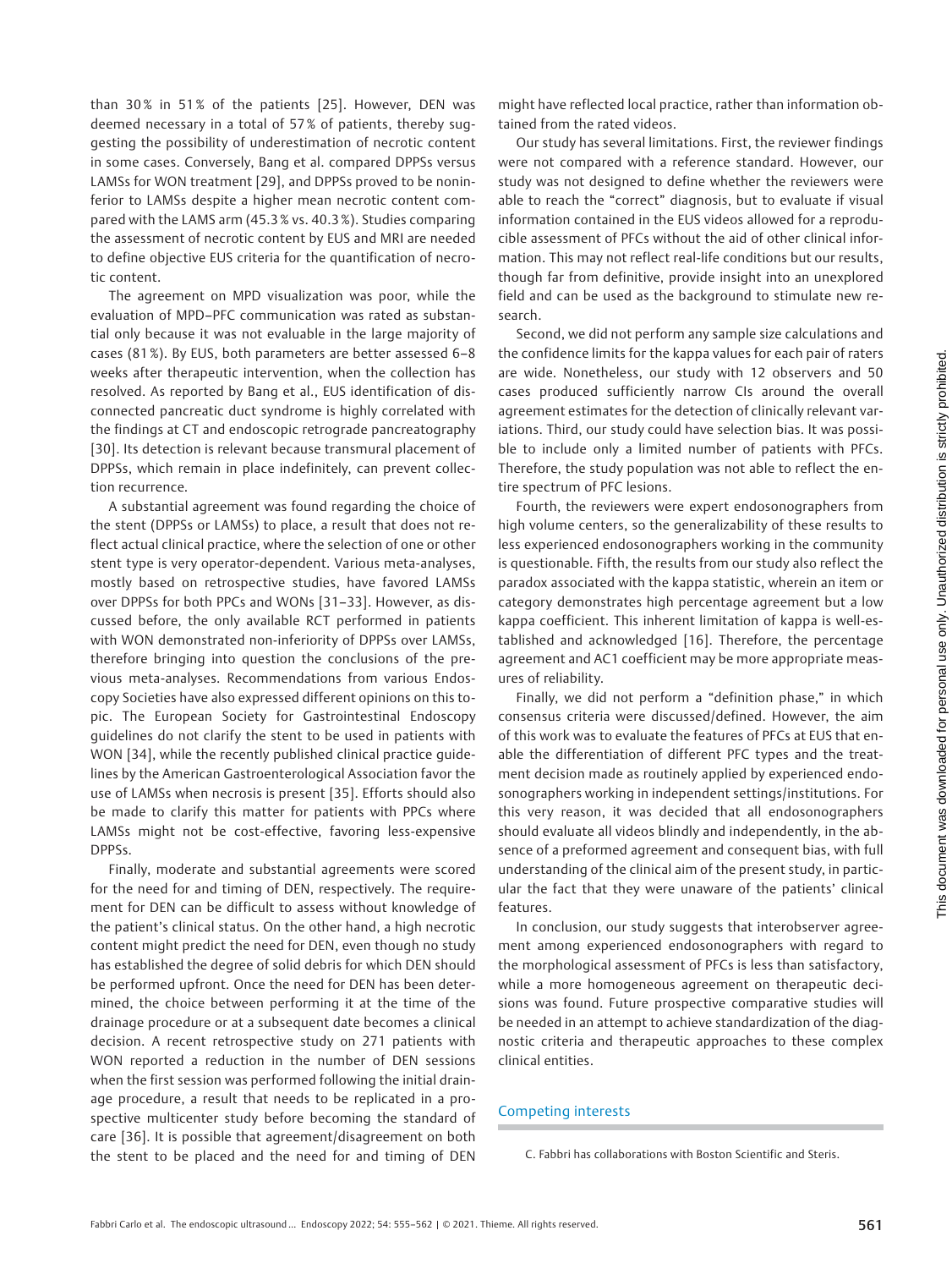than 30 % in 51 % of the patients [25]. However, DEN was deemed necessary in a total of 57 % of patients, thereby suggesting the possibility of underestimation of necrotic content in some cases. Conversely, Bang et al. compared DPPSs versus LAMSs for WON treatment [29], and DPPSs proved to be noninferior to LAMSs despite a higher mean necrotic content compared with the LAMS arm (45.3 % vs. 40.3 %). Studies comparing the assessment of necrotic content by EUS and MRI are needed to define objective EUS criteria for the quantification of necrotic content.

The agreement on MPD visualization was poor, while the evaluation of MPD–PFC communication was rated as substantial only because it was not evaluable in the large majority of cases (81 %). By EUS, both parameters are better assessed 6–8 weeks after therapeutic intervention, when the collection has resolved. As reported by Bang et al., EUS identification of disconnected pancreatic duct syndrome is highly correlated with the findings at CT and endoscopic retrograde pancreatography [30]. Its detection is relevant because transmural placement of DPPSs, which remain in place indefinitely, can prevent collection recurrence.

A substantial agreement was found regarding the choice of the stent (DPPSs or LAMSs) to place, a result that does not reflect actual clinical practice, where the selection of one or other stent type is very operator-dependent. Various meta-analyses, mostly based on retrospective studies, have favored LAMSs over DPPSs for both PPCs and WONs [31–33]. However, as discussed before, the only available RCT performed in patients with WON demonstrated non-inferiority of DPPSs over LAMSs, therefore bringing into question the conclusions of the previous meta-analyses. Recommendations from various Endoscopy Societies have also expressed different opinions on this topic. The European Society for Gastrointestinal Endoscopy guidelines do not clarify the stent to be used in patients with WON [34], while the recently published clinical practice guidelines by the American Gastroenterological Association favor the use of LAMSs when necrosis is present [35]. Efforts should also be made to clarify this matter for patients with PPCs where LAMSs might not be cost-effective, favoring less-expensive DPPSs.

Finally, moderate and substantial agreements were scored for the need for and timing of DEN, respectively. The requirement for DEN can be difficult to assess without knowledge of the patient's clinical status. On the other hand, a high necrotic content might predict the need for DEN, even though no study has established the degree of solid debris for which DEN should be performed upfront. Once the need for DEN has been determined, the choice between performing it at the time of the drainage procedure or at a subsequent date becomes a clinical decision. A recent retrospective study on 271 patients with WON reported a reduction in the number of DEN sessions when the first session was performed following the initial drainage procedure, a result that needs to be replicated in a prospective multicenter study before becoming the standard of care [36]. It is possible that agreement/disagreement on both the stent to be placed and the need for and timing of DEN might have reflected local practice, rather than information obtained from the rated videos.

Our study has several limitations. First, the reviewer findings were not compared with a reference standard. However, our study was not designed to define whether the reviewers were able to reach the "correct" diagnosis, but to evaluate if visual information contained in the EUS videos allowed for a reproducible assessment of PFCs without the aid of other clinical information. This may not reflect real-life conditions but our results, though far from definitive, provide insight into an unexplored field and can be used as the background to stimulate new research.

Second, we did not perform any sample size calculations and the confidence limits for the kappa values for each pair of raters are wide. Nonetheless, our study with 12 observers and 50 cases produced sufficiently narrow CIs around the overall agreement estimates for the detection of clinically relevant variations. Third, our study could have selection bias. It was possible to include only a limited number of patients with PFCs. Therefore, the study population was not able to reflect the entire spectrum of PFC lesions.

Fourth, the reviewers were expert endosonographers from high volume centers, so the generalizability of these results to less experienced endosonographers working in the community is questionable. Fifth, the results from our study also reflect the paradox associated with the kappa statistic, wherein an item or category demonstrates high percentage agreement but a low kappa coefficient. This inherent limitation of kappa is well-established and acknowledged [16]. Therefore, the percentage agreement and AC1 coefficient may be more appropriate measures of reliability.

Finally, we did not perform a "definition phase," in which consensus criteria were discussed/defined. However, the aim of this work was to evaluate the features of PFCs at EUS that enable the differentiation of different PFC types and the treatment decision made as routinely applied by experienced endosonographers working in independent settings/institutions. For this very reason, it was decided that all endosonographers should evaluate all videos blindly and independently, in the absence of a preformed agreement and consequent bias, with full understanding of the clinical aim of the present study, in particular the fact that they were unaware of the patients' clinical features.

In conclusion, our study suggests that interobserver agreement among experienced endosonographers with regard to the morphological assessment of PFCs is less than satisfactory, while a more homogeneous agreement on therapeutic decisions was found. Future prospective comparative studies will be needed in an attempt to achieve standardization of the diagnostic criteria and therapeutic approaches to these complex clinical entities.

## Competing interests

C. Fabbri has collaborations with Boston Scientific and Steris.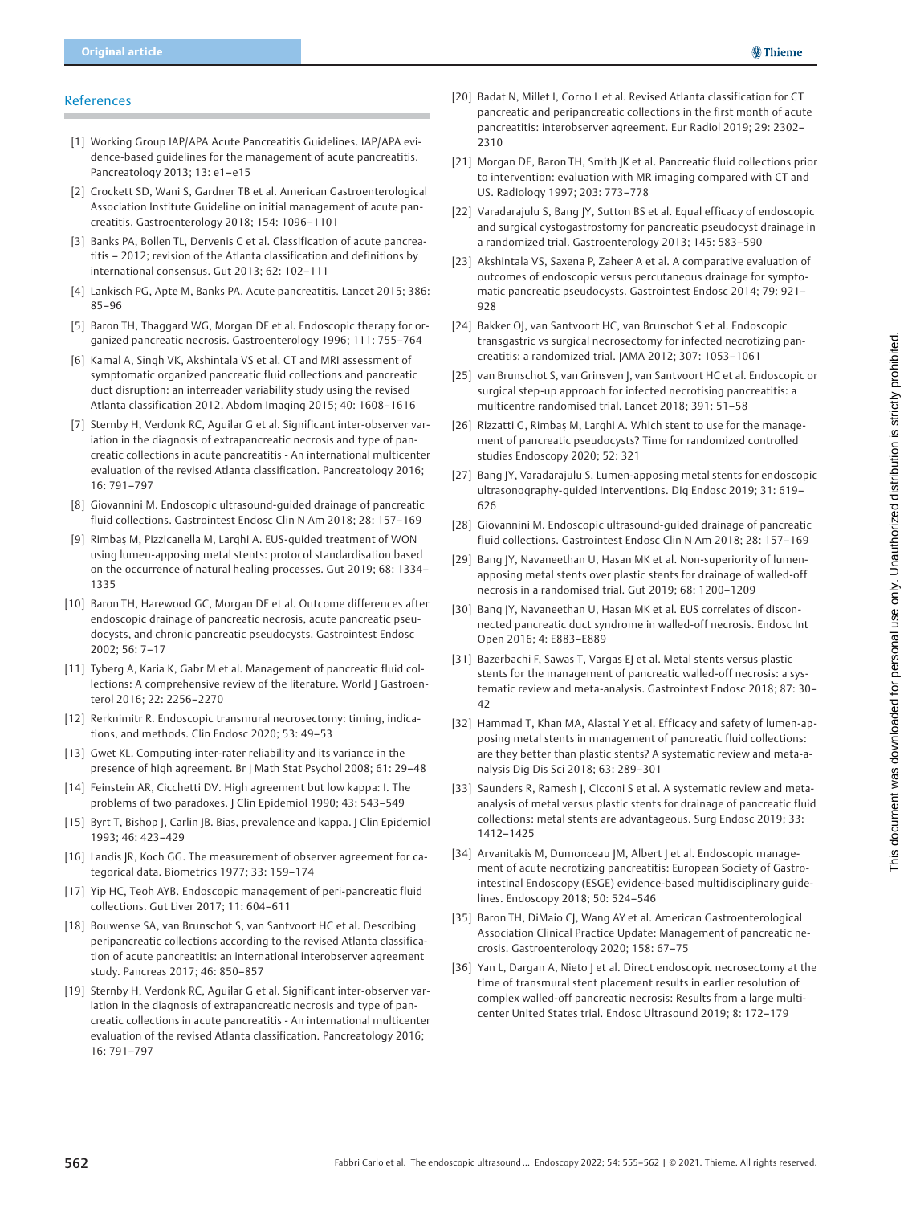## References

[1] Working Group IAP/APA Acute Pancreatitis Guidelines. IAP/APA evidence-based guidelines for the management of acute pancreatitis. Pancreatology 2013; 13: e1–e15

[2] Crockett SD, Wani S, Gardner TB et al. American Gastroenterological Association Institute Guideline on initial management of acute pancreatitis. Gastroenterology 2018; 154: 1096–1101

[3] Banks PA, Bollen TL, Dervenis C et al. Classification of acute pancreatitis – 2012; revision of the Atlanta classification and definitions by international consensus. Gut 2013; 62: 102–111

[4] Lankisch PG, Apte M, Banks PA. Acute pancreatitis. Lancet 2015; 386: 85–96

[5] Baron TH, Thaggard WG, Morgan DE et al. Endoscopic therapy for organized pancreatic necrosis. Gastroenterology 1996; 111: 755–764

[6] Kamal A, Singh VK, Akshintala VS et al. CT and MRI assessment of symptomatic organized pancreatic fluid collections and pancreatic duct disruption: an interreader variability study using the revised Atlanta classification 2012. Abdom Imaging 2015; 40: 1608–1616

[7] Sternby H, Verdonk RC, Aguilar G et al. Significant inter-observer variation in the diagnosis of extrapancreatic necrosis and type of pancreatic collections in acute pancreatitis - An international multicenter evaluation of the revised Atlanta classification. Pancreatology 2016; 16: 791–797

[8] Giovannini M. Endoscopic ultrasound-guided drainage of pancreatic fluid collections. Gastrointest Endosc Clin N Am 2018; 28: 157–169

[9] Rimbaş M, Pizzicanella M, Larghi A. EUS-guided treatment of WON using lumen-apposing metal stents: protocol standardisation based on the occurrence of natural healing processes. Gut 2019; 68: 1334–1335

[10] Baron TH, Harewood GC, Morgan DE et al. Outcome differences after endoscopic drainage of pancreatic necrosis, acute pancreatic pseudocysts, and chronic pancreatic pseudocysts. Gastrointest Endosc 2002; 56: 7–17

[11] Tyberg A, Karia K, Gabr M et al. Management of pancreatic fluid collections: A comprehensive review of the literature. World J Gastroenterol 2016; 22: 2256–2270

[12] Rerknimitr R. Endoscopic transmural necrosectomy: timing, indications, and methods. Clin Endosc 2020; 53: 49–53

[13] Gwet KL. Computing inter-rater reliability and its variance in the presence of high agreement. Br J Math Stat Psychol 2008; 61: 29–48

[14] Feinstein AR, Cicchetti DV. High agreement but low kappa: I. The problems of two paradoxes. J Clin Epidemiol 1990; 43: 543–549

[15] Byrt T, Bishop J, Carlin JB. Bias, prevalence and kappa. J Clin Epidemiol 1993; 46: 423–429

[16] Landis JR, Koch GG. The measurement of observer agreement for categorical data. Biometrics 1977; 33: 159–174

[17] Yip HC, Teoh AYB. Endoscopic management of peri-pancreatic fluid collections. Gut Liver 2017; 11: 604–611

[18] Bouwense SA, van Brunschot S, van Santvoort HC et al. Describing peripancreatic collections according to the revised Atlanta classification of acute pancreatitis: an international interobserver agreement study. Pancreas 2017; 46: 850–857

[19] Sternby H, Verdonk RC, Aguilar G et al. Significant inter-observer variation in the diagnosis of extrapancreatic necrosis and type of pancreatic collections in acute pancreatitis - An international multicenter evaluation of the revised Atlanta classification. Pancreatology 2016; 16: 791–797

[20] Badat N, Millet I, Corno L et al. Revised Atlanta classification for CT pancreatic and peripancreatic collections in the first month of acute pancreatitis: interobserver agreement. Eur Radiol 2019; 29: 2302–2310

[21] Morgan DE, Baron TH, Smith JK et al. Pancreatic fluid collections prior to intervention: evaluation with MR imaging compared with CT and US. Radiology 1997; 203: 773–778

[22] Varadarajulu S, Bang JY, Sutton BS et al. Equal efficacy of endoscopic and surgical cystogastrostomy for pancreatic pseudocyst drainage in a randomized trial. Gastroenterology 2013; 145: 583–590

[23] Akshintala VS, Saxena P, Zaheer A et al. A comparative evaluation of outcomes of endoscopic versus percutaneous drainage for symptomatic pancreatic pseudocysts. Gastrointest Endosc 2014; 79: 921–928

[24] Bakker OJ, van Santvoort HC, van Brunschot S et al. Endoscopic transgastric vs surgical necrosectomy for infected necrotizing pancreatitis: a randomized trial. JAMA 2012; 307: 1053–1061

[25] van Brunschot S, van Grinsven J, van Santvoort HC et al. Endoscopic or surgical step-up approach for infected necrotising pancreatitis: a multicentre randomised trial. Lancet 2018; 391: 51–58

[26] Rizzatti G, Rimbaş M, Larghi A. Which stent to use for the management of pancreatic pseudocysts? Time for randomized controlled studies Endoscopy 2020; 52: 321

[27] Bang JY, Varadarajulu S. Lumen-apposing metal stents for endoscopic ultrasonography-guided interventions. Dig Endosc 2019; 31: 619–626

[28] Giovannini M. Endoscopic ultrasound-guided drainage of pancreatic fluid collections. Gastrointest Endosc Clin N Am 2018; 28: 157–169

[29] Bang JY, Navaneethan U, Hasan MK et al. Non-superiority of lumen-apposing metal stents over plastic stents for drainage of walled-off necrosis in a randomised trial. Gut 2019; 68: 1200–1209

[30] Bang JY, Navaneethan U, Hasan MK et al. EUS correlates of disconnected pancreatic duct syndrome in walled-off necrosis. Endosc Int Open 2016; 4: E883–E889

[31] Bazerbachi F, Sawas T, Vargas EJ et al. Metal stents versus plastic stents for the management of pancreatic walled-off necrosis: a systematic review and meta-analysis. Gastrointest Endosc 2018; 87: 30–42

[32] Hammad T, Khan MA, Alastal Y et al. Efficacy and safety of lumen-apposing metal stents in management of pancreatic fluid collections: are they better than plastic stents? A systematic review and meta-analysis Dig Dis Sci 2018; 63: 289–301

[33] Saunders R, Ramesh J, Cicconi S et al. A systematic review and meta-analysis of metal versus plastic stents for drainage of pancreatic fluid collections: metal stents are advantageous. Surg Endosc 2019; 33: 1412–1425

[34] Arvanitakis M, Dumonceau JM, Albert J et al. Endoscopic management of acute necrotizing pancreatitis: European Society of Gastrointestinal Endoscopy (ESGE) evidence-based multidisciplinary guidelines. Endoscopy 2018; 50: 524–546

[35] Baron TH, DiMaio CJ, Wang AY et al. American Gastroenterological Association Clinical Practice Update: Management of pancreatic necrosis. Gastroenterology 2020; 158: 67–75

[36] Yan L, Dargan A, Nieto J et al. Direct endoscopic necrosectomy at the time of transmural stent placement results in earlier resolution of complex walled-off pancreatic necrosis: Results from a large multicenter United States trial. Endosc Ultrasound 2019; 8: 172–179